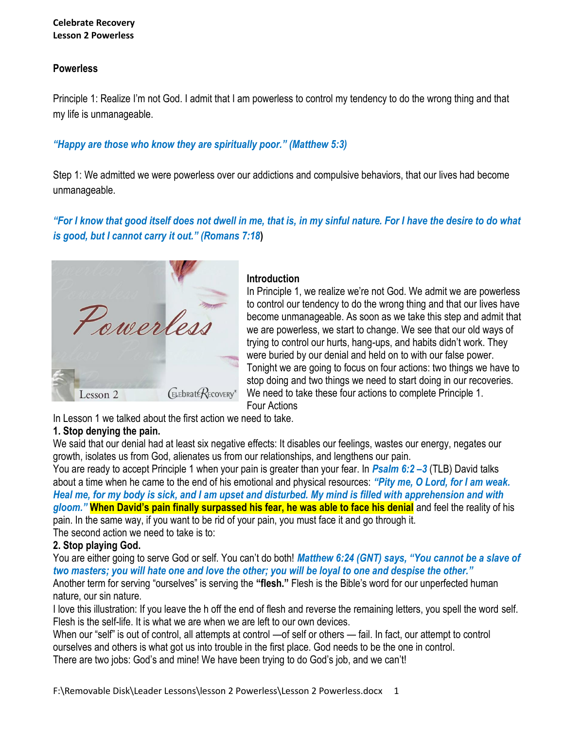**Celebrate Recovery**
**Lesson 2 Powerless**

## Powerless

Principle 1: Realize I'm not God. I admit that I am powerless to control my tendency to do the wrong thing and that my life is unmanageable.

***"Happy are those who know they are spiritually poor." (Matthew 5:3)***

Step 1: We admitted we were powerless over our addictions and compulsive behaviors, that our lives had become unmanageable.

***"For I know that good itself does not dwell in me, that is, in my sinful nature. For I have the desire to do what is good, but I cannot carry it out." (Romans 7:18)***

### Introduction

In Principle 1, we realize we're not God. We admit we are powerless to control our tendency to do the wrong thing and that our lives have become unmanageable. As soon as we take this step and admit that we are powerless, we start to change. We see that our old ways of trying to control our hurts, hang-ups, and habits didn't work. They were buried by our denial and held on to with our false power. Tonight we are going to focus on four actions: two things we have to stop doing and two things we need to start doing in our recoveries. We need to take these four actions to complete Principle 1.

Four Actions

In Lesson 1 we talked about the first action we need to take.

**1. Stop denying the pain.**

We said that our denial had at least six negative effects: It disables our feelings, wastes our energy, negates our growth, isolates us from God, alienates us from our relationships, and lengthens our pain.

You are ready to accept Principle 1 when your pain is greater than your fear. In ***Psalm 6:2 –3*** (TLB) David talks about a time when he came to the end of his emotional and physical resources: ***"Pity me, O Lord, for I am weak. Heal me, for my body is sick, and I am upset and disturbed. My mind is filled with apprehension and with gloom."*** **When David's pain finally surpassed his fear, he was able to face his denial** and feel the reality of his pain. In the same way, if you want to be rid of your pain, you must face it and go through it.

The second action we need to take is to:

**2. Stop playing God.**

You are either going to serve God or self. You can't do both! ***Matthew 6:24 (GNT) says, "You cannot be a slave of two masters; you will hate one and love the other; you will be loyal to one and despise the other."***

Another term for serving "ourselves" is serving the **"flesh."** Flesh is the Bible's word for our unperfected human nature, our sin nature.

I love this illustration: If you leave the h off the end of flesh and reverse the remaining letters, you spell the word self. Flesh is the self-life. It is what we are when we are left to our own devices.

When our "self" is out of control, all attempts at control —of self or others — fail. In fact, our attempt to control ourselves and others is what got us into trouble in the first place. God needs to be the one in control.

There are two jobs: God's and mine! We have been trying to do God's job, and we can't!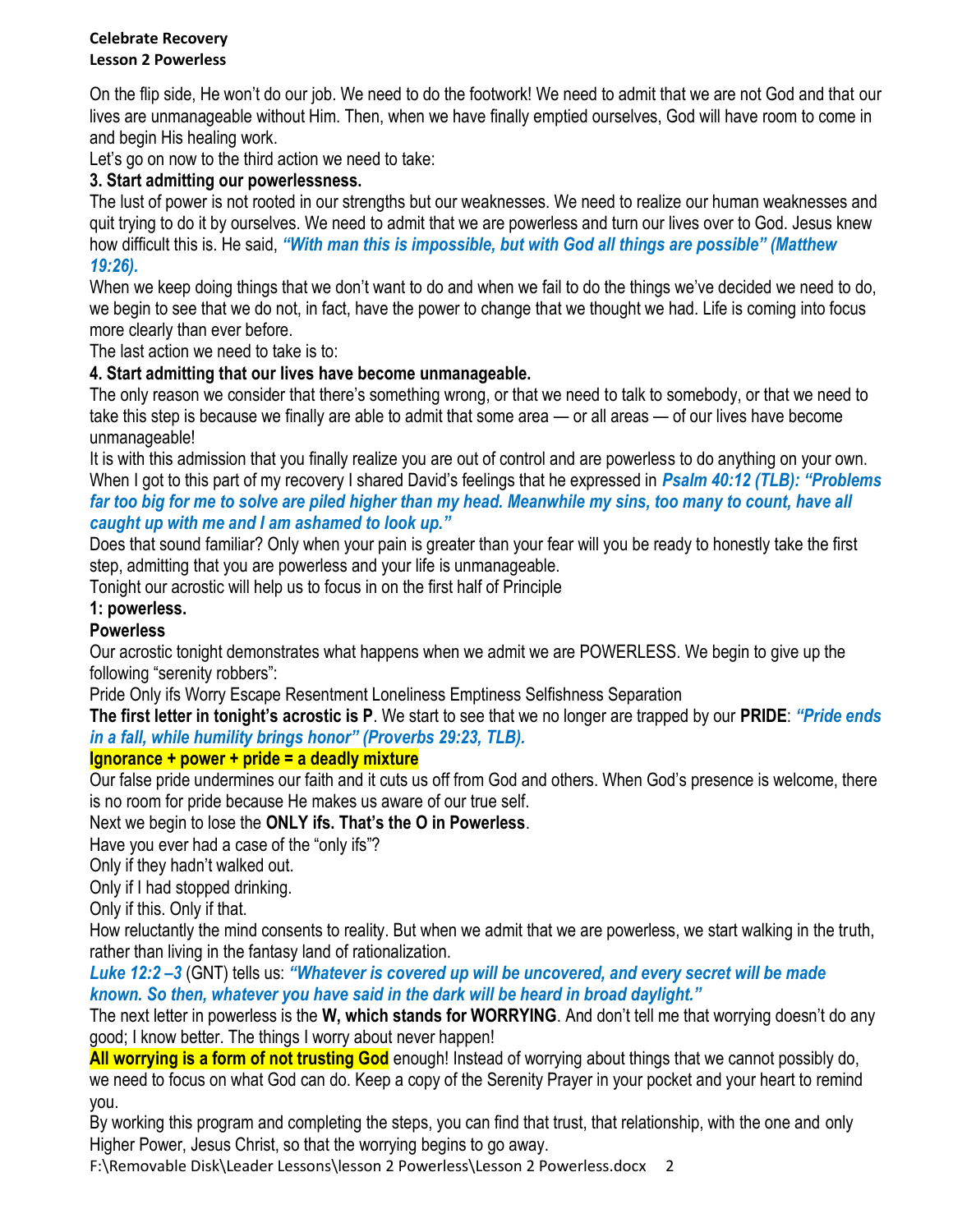On the flip side, He won't do our job. We need to do the footwork! We need to admit that we are not God and that our lives are unmanageable without Him. Then, when we have finally emptied ourselves, God will have room to come in and begin His healing work.

Let's go on now to the third action we need to take:

**3. Start admitting our powerlessness.**

The lust of power is not rooted in our strengths but our weaknesses. We need to realize our human weaknesses and quit trying to do it by ourselves. We need to admit that we are powerless and turn our lives over to God. Jesus knew how difficult this is. He said, ***"With man this is impossible, but with God all things are possible" (Matthew 19:26).***

When we keep doing things that we don't want to do and when we fail to do the things we've decided we need to do, we begin to see that we do not, in fact, have the power to change that we thought we had. Life is coming into focus more clearly than ever before.

The last action we need to take is to:

**4. Start admitting that our lives have become unmanageable.**

The only reason we consider that there's something wrong, or that we need to talk to somebody, or that we need to take this step is because we finally are able to admit that some area — or all areas — of our lives have become unmanageable!

It is with this admission that you finally realize you are out of control and are powerless to do anything on your own. When I got to this part of my recovery I shared David's feelings that he expressed in ***Psalm 40:12 (TLB): "Problems far too big for me to solve are piled higher than my head. Meanwhile my sins, too many to count, have all caught up with me and I am ashamed to look up."***

Does that sound familiar? Only when your pain is greater than your fear will you be ready to honestly take the first step, admitting that you are powerless and your life is unmanageable.

Tonight our acrostic will help us to focus in on the first half of Principle

**1: powerless.**

**Powerless**

Our acrostic tonight demonstrates what happens when we admit we are POWERLESS. We begin to give up the following "serenity robbers":

Pride Only ifs Worry Escape Resentment Loneliness Emptiness Selfishness Separation

**The first letter in tonight's acrostic is P**. We start to see that we no longer are trapped by our **PRIDE**: ***"Pride ends in a fall, while humility brings honor" (Proverbs 29:23, TLB).***

**Ignorance + power + pride = a deadly mixture**

Our false pride undermines our faith and it cuts us off from God and others. When God's presence is welcome, there is no room for pride because He makes us aware of our true self.

Next we begin to lose the **ONLY ifs. That's the O in Powerless**.

Have you ever had a case of the "only ifs"?

Only if they hadn't walked out.

Only if I had stopped drinking.

Only if this. Only if that.

How reluctantly the mind consents to reality. But when we admit that we are powerless, we start walking in the truth, rather than living in the fantasy land of rationalization.

***Luke 12:2 –3*** (GNT) tells us: ***"Whatever is covered up will be uncovered, and every secret will be made known. So then, whatever you have said in the dark will be heard in broad daylight."***

The next letter in powerless is the **W, which stands for WORRYING**. And don't tell me that worrying doesn't do any good; I know better. The things I worry about never happen!

**All worrying is a form of not trusting God** enough! Instead of worrying about things that we cannot possibly do, we need to focus on what God can do. Keep a copy of the Serenity Prayer in your pocket and your heart to remind you.

By working this program and completing the steps, you can find that trust, that relationship, with the one and only Higher Power, Jesus Christ, so that the worrying begins to go away.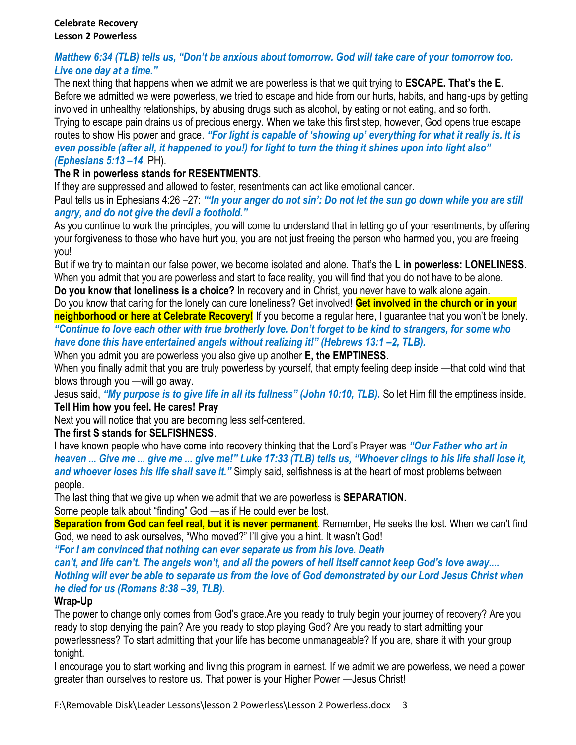**Celebrate Recovery**
**Lesson 2 Powerless**

***Matthew 6:34 (TLB) tells us, "Don't be anxious about tomorrow. God will take care of your tomorrow too. Live one day at a time."***

The next thing that happens when we admit we are powerless is that we quit trying to **ESCAPE. That's the E**. Before we admitted we were powerless, we tried to escape and hide from our hurts, habits, and hang-ups by getting involved in unhealthy relationships, by abusing drugs such as alcohol, by eating or not eating, and so forth.

Trying to escape pain drains us of precious energy. When we take this first step, however, God opens true escape routes to show His power and grace. ***"For light is capable of 'showing up' everything for what it really is. It is even possible (after all, it happened to you!) for light to turn the thing it shines upon into light also" (Ephesians 5:13 –14***, PH).

**The R in powerless stands for RESENTMENTS**.

If they are suppressed and allowed to fester, resentments can act like emotional cancer.

Paul tells us in Ephesians 4:26 –27: ***"'In your anger do not sin': Do not let the sun go down while you are still angry, and do not give the devil a foothold."***

As you continue to work the principles, you will come to understand that in letting go of your resentments, by offering your forgiveness to those who have hurt you, you are not just freeing the person who harmed you, you are freeing you!

But if we try to maintain our false power, we become isolated and alone. That's the **L in powerless: LONELINESS**. When you admit that you are powerless and start to face reality, you will find that you do not have to be alone.

**Do you know that loneliness is a choice?** In recovery and in Christ, you never have to walk alone again.

Do you know that caring for the lonely can cure loneliness? Get involved! **Get involved in the church or in your neighborhood or here at Celebrate Recovery!** If you become a regular here, I guarantee that you won't be lonely.

***"Continue to love each other with true brotherly love. Don't forget to be kind to strangers, for some who have done this have entertained angels without realizing it!" (Hebrews 13:1 –2, TLB).***

When you admit you are powerless you also give up another **E, the EMPTINESS**.

When you finally admit that you are truly powerless by yourself, that empty feeling deep inside —that cold wind that blows through you —will go away.

Jesus said, ***"My purpose is to give life in all its fullness" (John 10:10, TLB).*** So let Him fill the emptiness inside.

**Tell Him how you feel. He cares! Pray**

Next you will notice that you are becoming less self-centered.

**The first S stands for SELFISHNESS**.

I have known people who have come into recovery thinking that the Lord's Prayer was ***"Our Father who art in heaven ... Give me ... give me ... give me!" Luke 17:33 (TLB) tells us, "Whoever clings to his life shall lose it, and whoever loses his life shall save it."*** Simply said, selfishness is at the heart of most problems between people.

The last thing that we give up when we admit that we are powerless is **SEPARATION.**

Some people talk about "finding" God —as if He could ever be lost.

**Separation from God can feel real, but it is never permanent**. Remember, He seeks the lost. When we can't find God, we need to ask ourselves, "Who moved?" I'll give you a hint. It wasn't God!

***"For I am convinced that nothing can ever separate us from his love. Death can't, and life can't. The angels won't, and all the powers of hell itself cannot keep God's love away.... Nothing will ever be able to separate us from the love of God demonstrated by our Lord Jesus Christ when he died for us (Romans 8:38 –39, TLB).***

**Wrap-Up**

The power to change only comes from God's grace.Are you ready to truly begin your journey of recovery? Are you ready to stop denying the pain? Are you ready to stop playing God? Are you ready to start admitting your powerlessness? To start admitting that your life has become unmanageable? If you are, share it with your group tonight.

I encourage you to start working and living this program in earnest. If we admit we are powerless, we need a power greater than ourselves to restore us. That power is your Higher Power —Jesus Christ!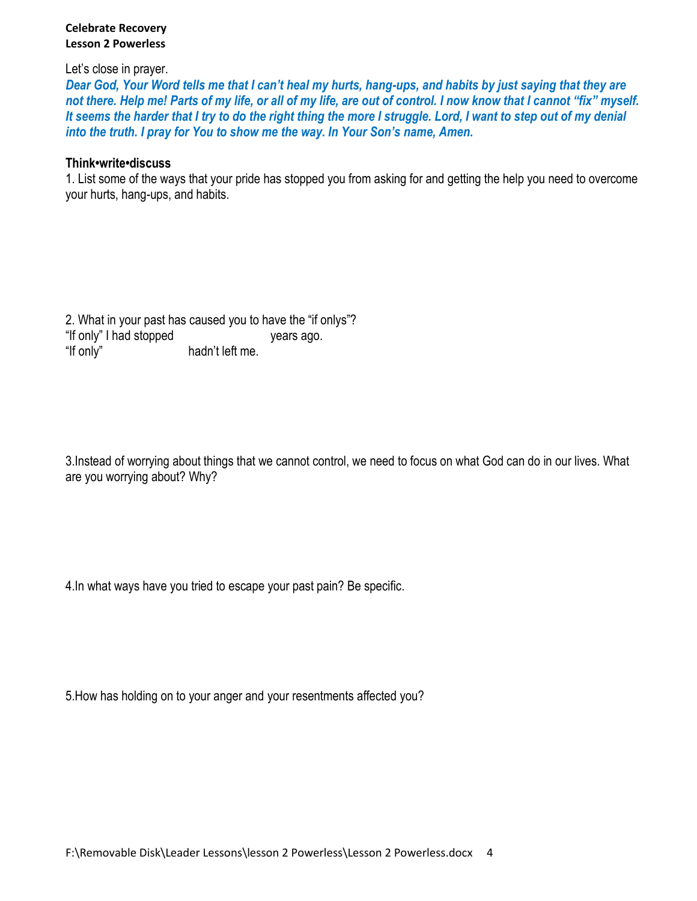Let's close in prayer.

***Dear God, Your Word tells me that I can't heal my hurts, hang-ups, and habits by just saying that they are not there. Help me! Parts of my life, or all of my life, are out of control. I now know that I cannot "fix" myself. It seems the harder that I try to do the right thing the more I struggle. Lord, I want to step out of my denial into the truth. I pray for You to show me the way. In Your Son's name, Amen.***

**Think•write•discuss**

1. List some of the ways that your pride has stopped you from asking for and getting the help you need to overcome your hurts, hang-ups, and habits.

2. What in your past has caused you to have the "if onlys"?
"If only" I had stopped ______________ years ago.
"If only" ______________ hadn't left me.

3. Instead of worrying about things that we cannot control, we need to focus on what God can do in our lives. What are you worrying about? Why?

4. In what ways have you tried to escape your past pain? Be specific.

5. How has holding on to your anger and your resentments affected you?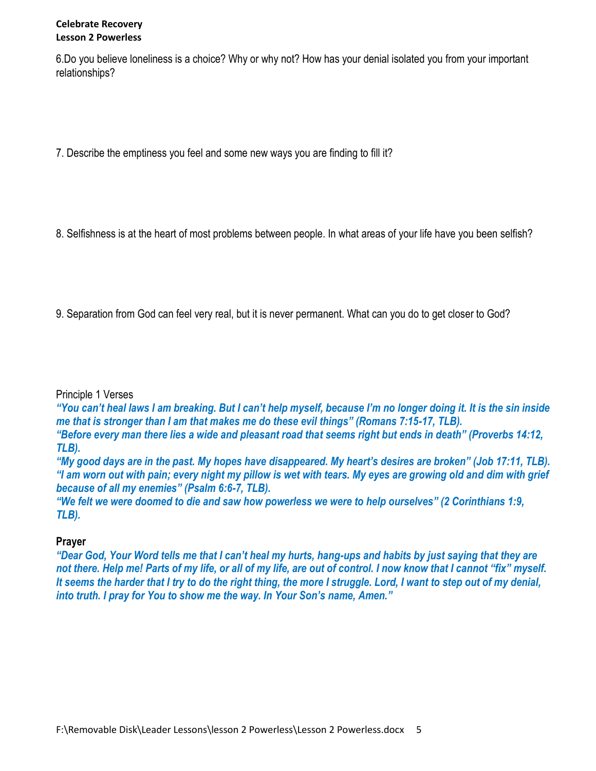6.Do you believe loneliness is a choice? Why or why not? How has your denial isolated you from your important relationships?

7. Describe the emptiness you feel and some new ways you are finding to fill it?

8. Selfishness is at the heart of most problems between people. In what areas of your life have you been selfish?

9. Separation from God can feel very real, but it is never permanent. What can you do to get closer to God?

Principle 1 Verses

***"You can't heal laws I am breaking. But I can't help myself, because I'm no longer doing it. It is the sin inside me that is stronger than I am that makes me do these evil things" (Romans 7:15-17, TLB).***

***"Before every man there lies a wide and pleasant road that seems right but ends in death" (Proverbs 14:12, TLB).***

***"My good days are in the past. My hopes have disappeared. My heart's desires are broken" (Job 17:11, TLB).***

***"I am worn out with pain; every night my pillow is wet with tears. My eyes are growing old and dim with grief because of all my enemies" (Psalm 6:6-7, TLB).***

***"We felt we were doomed to die and saw how powerless we were to help ourselves" (2 Corinthians 1:9, TLB).***

**Prayer**

***"Dear God, Your Word tells me that I can't heal my hurts, hang-ups and habits by just saying that they are not there. Help me! Parts of my life, or all of my life, are out of control. I now know that I cannot "fix" myself. It seems the harder that I try to do the right thing, the more I struggle. Lord, I want to step out of my denial, into truth. I pray for You to show me the way. In Your Son's name, Amen."***